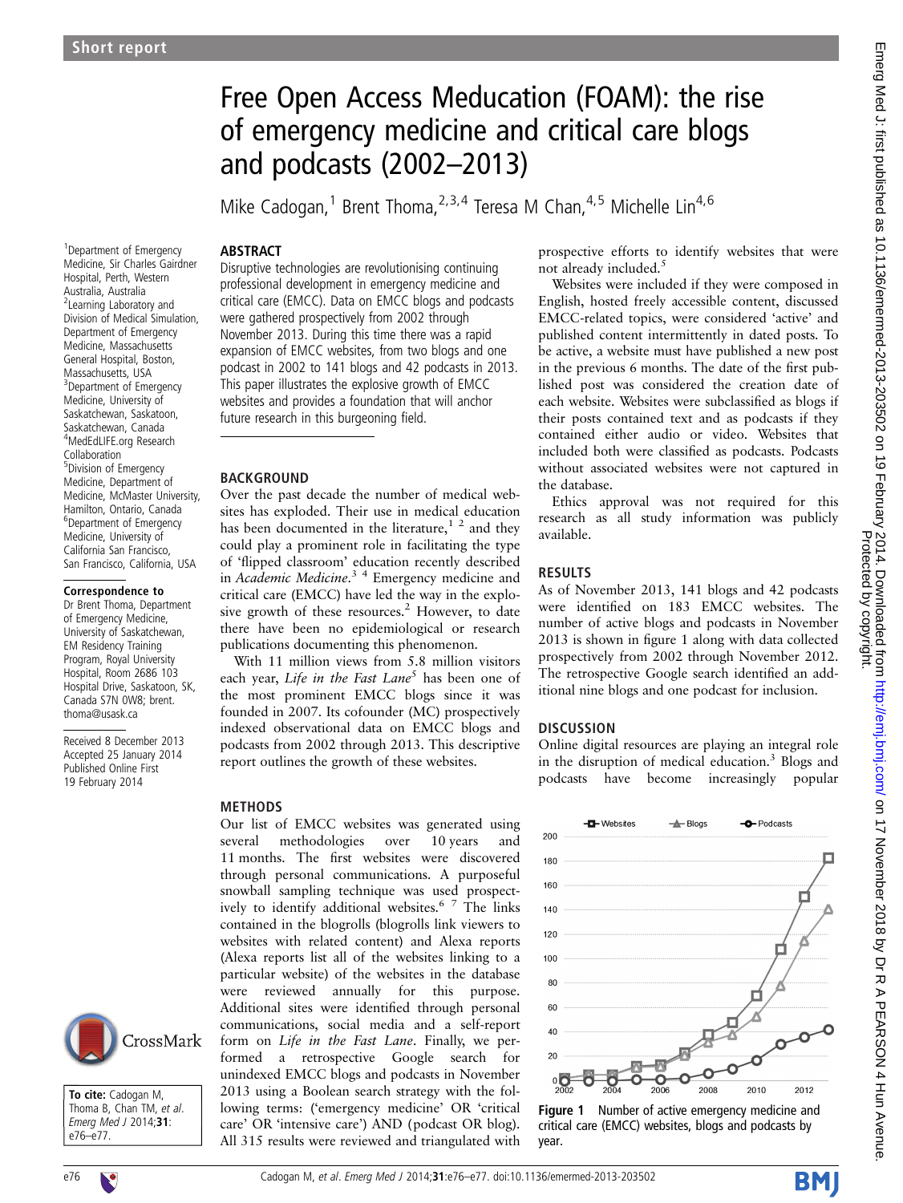Short report

# Free Open Access Meducation (FOAM): the rise of emergency medicine and critical care blogs and podcasts (2002–2013)

Mike Cadogan,[1] Brent Thoma,[2,3,4] Teresa M Chan,[4,5] Michelle Lin[4,6]

[1]Department of Emergency Medicine, Sir Charles Gairdner Hospital, Perth, Western Australia, Australia
[2]Learning Laboratory and Division of Medical Simulation, Department of Emergency Medicine, Massachusetts General Hospital, Boston, Massachusetts, USA
[3]Department of Emergency Medicine, University of Saskatchewan, Saskatoon, Saskatchewan, Canada
[4]MedEdLIFE.org Research Collaboration
[5]Division of Emergency Medicine, Department of Medicine, McMaster University, Hamilton, Ontario, Canada
[6]Department of Emergency Medicine, University of California San Francisco, San Francisco, California, USA

**Correspondence to**
Dr Brent Thoma, Department of Emergency Medicine, University of Saskatchewan, EM Residency Training Program, Royal University Hospital, Room 2686 103 Hospital Drive, Saskatoon, SK, Canada S7N 0W8; brent.thoma@usask.ca

Received 8 December 2013
Accepted 25 January 2014
Published Online First 19 February 2014

**To cite:** Cadogan M, Thoma B, Chan TM, *et al*. *Emerg Med J* 2014;**31**: e76–e77.

## ABSTRACT

Disruptive technologies are revolutionising continuing professional development in emergency medicine and critical care (EMCC). Data on EMCC blogs and podcasts were gathered prospectively from 2002 through November 2013. During this time there was a rapid expansion of EMCC websites, from two blogs and one podcast in 2002 to 141 blogs and 42 podcasts in 2013. This paper illustrates the explosive growth of EMCC websites and provides a foundation that will anchor future research in this burgeoning field.

## BACKGROUND

Over the past decade the number of medical websites has exploded. Their use in medical education has been documented in the literature,[1,2] and they could play a prominent role in facilitating the type of 'flipped classroom' education recently described in *Academic Medicine*.[3,4] Emergency medicine and critical care (EMCC) have led the way in the explosive growth of these resources.[2] However, to date there have been no epidemiological or research publications documenting this phenomenon.

With 11 million views from 5.8 million visitors each year, *Life in the Fast Lane*[5] has been one of the most prominent EMCC blogs since it was founded in 2007. Its cofounder (MC) prospectively indexed observational data on EMCC blogs and podcasts from 2002 through 2013. This descriptive report outlines the growth of these websites.

## METHODS

Our list of EMCC websites was generated using several methodologies over 10 years and 11 months. The first websites were discovered through personal communications. A purposeful snowball sampling technique was used prospectively to identify additional websites.[6,7] The links contained in the blogrolls (blogrolls link viewers to websites with related content) and Alexa reports (Alexa reports list all of the websites linking to a particular website) of the websites in the database were reviewed annually for this purpose. Additional sites were identified through personal communications, social media and a self-report form on *Life in the Fast Lane*. Finally, we performed a retrospective Google search for unindexed EMCC blogs and podcasts in November 2013 using a Boolean search strategy with the following terms: ('emergency medicine' OR 'critical care' OR 'intensive care') AND (podcast OR blog). All 315 results were reviewed and triangulated with prospective efforts to identify websites that were not already included.[5]

Websites were included if they were composed in English, hosted freely accessible content, discussed EMCC-related topics, were considered 'active' and published content intermittently in dated posts. To be active, a website must have published a new post in the previous 6 months. The date of the first published post was considered the creation date of each website. Websites were subclassified as blogs if their posts contained text and as podcasts if they contained either audio or video. Websites that included both were classified as podcasts. Podcasts without associated websites were not captured in the database.

Ethics approval was not required for this research as all study information was publicly available.

## RESULTS

As of November 2013, 141 blogs and 42 podcasts were identified on 183 EMCC websites. The number of active blogs and podcasts in November 2013 is shown in figure 1 along with data collected prospectively from 2002 through November 2012. The retrospective Google search identified an additional nine blogs and one podcast for inclusion.

## DISCUSSION

Online digital resources are playing an integral role in the disruption of medical education.[3] Blogs and podcasts have become increasingly popular

**Figure 1** Number of active emergency medicine and critical care (EMCC) websites, blogs and podcasts by year.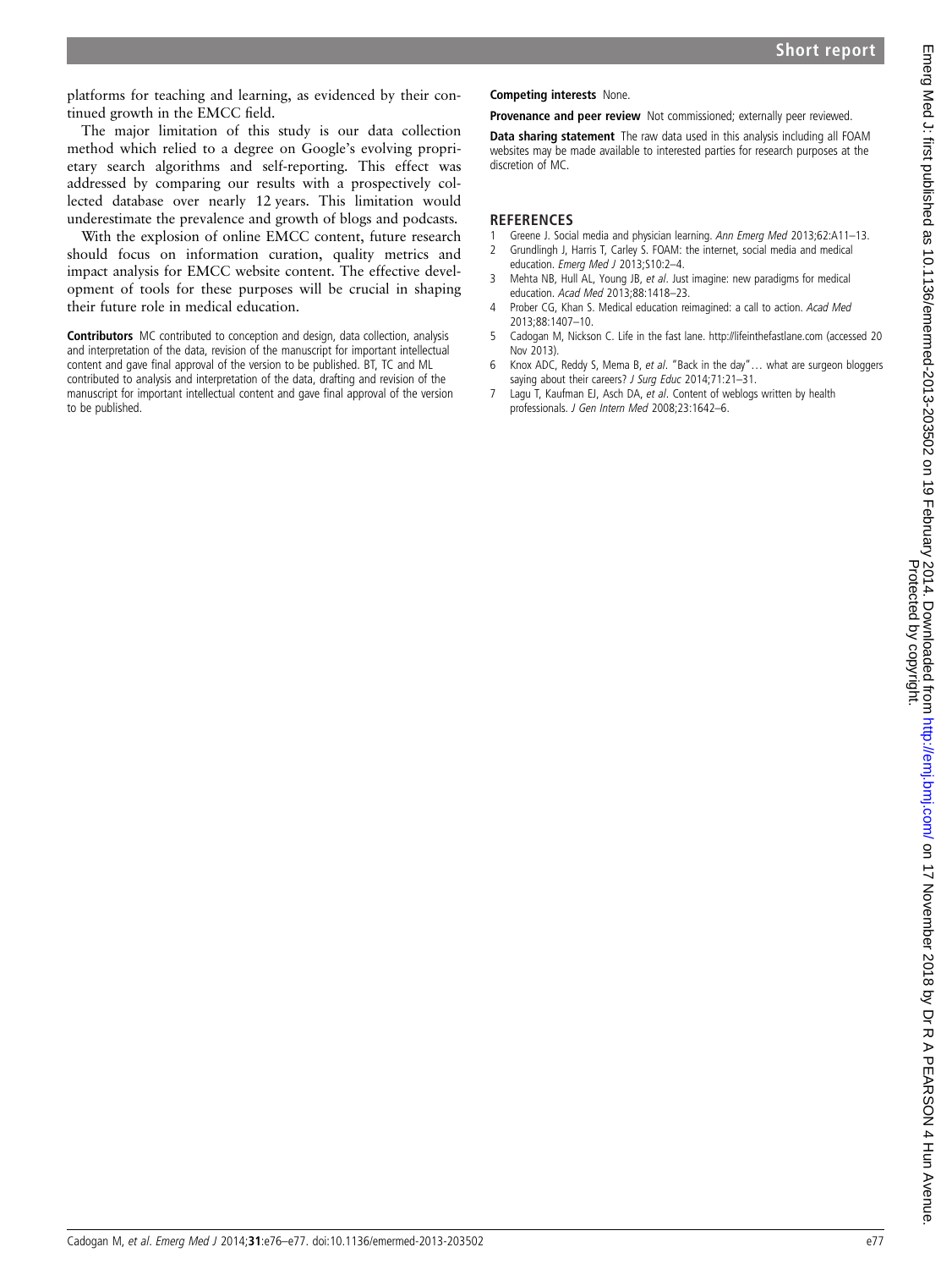platforms for teaching and learning, as evidenced by their continued growth in the EMCC field.

The major limitation of this study is our data collection method which relied to a degree on Google's evolving proprietary search algorithms and self-reporting. This effect was addressed by comparing our results with a prospectively collected database over nearly 12 years. This limitation would underestimate the prevalence and growth of blogs and podcasts.

With the explosion of online EMCC content, future research should focus on information curation, quality metrics and impact analysis for EMCC website content. The effective development of tools for these purposes will be crucial in shaping their future role in medical education.

**Contributors** MC contributed to conception and design, data collection, analysis and interpretation of the data, revision of the manuscript for important intellectual content and gave final approval of the version to be published. BT, TC and ML contributed to analysis and interpretation of the data, drafting and revision of the manuscript for important intellectual content and gave final approval of the version to be published.

**Competing interests** None.

**Provenance and peer review** Not commissioned; externally peer reviewed.

**Data sharing statement** The raw data used in this analysis including all FOAM websites may be made available to interested parties for research purposes at the discretion of MC.

## REFERENCES

1. Greene J. Social media and physician learning. *Ann Emerg Med* 2013;62:A11–13.
2. Grundlingh J, Harris T, Carley S. FOAM: the internet, social media and medical education. *Emerg Med J* 2013;S10:2–4.
3. Mehta NB, Hull AL, Young JB, *et al*. Just imagine: new paradigms for medical education. *Acad Med* 2013;88:1418–23.
4. Prober CG, Khan S. Medical education reimagined: a call to action. *Acad Med* 2013;88:1407–10.
5. Cadogan M, Nickson C. Life in the fast lane. http://lifeinthefastlane.com (accessed 20 Nov 2013).
6. Knox ADC, Reddy S, Mema B, *et al*. "Back in the day"… what are surgeon bloggers saying about their careers? *J Surg Educ* 2014;71:21–31.
7. Lagu T, Kaufman EJ, Asch DA, *et al*. Content of weblogs written by health professionals. *J Gen Intern Med* 2008;23:1642–6.